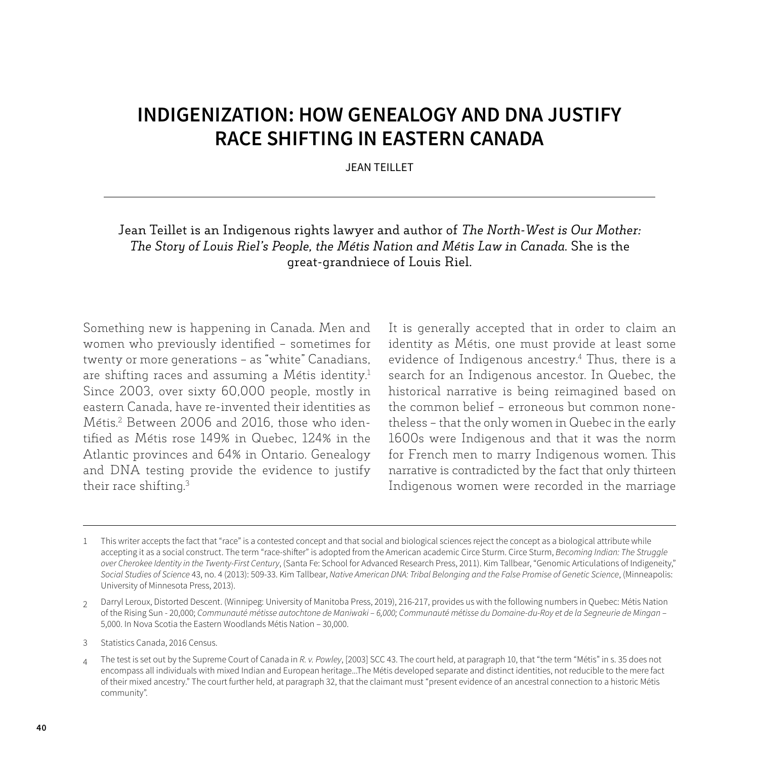# INDIGENIZATION: HOW GENEALOGY AND DNA JUSTIFY RACE SHIFTING IN EASTERN CANADA

JEAN TEILLET

Jean Teillet is an Indigenous rights lawyer and author of *The North-West is Our Mother: The Story of Louis Riel's People, the Métis Nation and Métis Law in Canada*. She is the great-grandniece of Louis Riel.

Something new is happening in Canada. Men and women who previously identified – sometimes for twenty or more generations – as "white" Canadians, are shifting races and assuming a Métis identity.[1] Since 2003, over sixty 60,000 people, mostly in eastern Canada, have re-invented their identities as Métis.[2] Between 2006 and 2016, those who identified as Métis rose 149% in Quebec, 124% in the Atlantic provinces and 64% in Ontario. Genealogy and DNA testing provide the evidence to justify their race shifting.[3]

It is generally accepted that in order to claim an identity as Métis, one must provide at least some evidence of Indigenous ancestry.[4] Thus, there is a search for an Indigenous ancestor. In Quebec, the historical narrative is being reimagined based on the common belief – erroneous but common nonetheless – that the only women in Quebec in the early 1600s were Indigenous and that it was the norm for French men to marry Indigenous women. This narrative is contradicted by the fact that only thirteen Indigenous women were recorded in the marriage

---

1 This writer accepts the fact that "race" is a contested concept and that social and biological sciences reject the concept as a biological attribute while accepting it as a social construct. The term "race-shifter" is adopted from the American academic Circe Sturm. Circe Sturm, *Becoming Indian: The Struggle over Cherokee Identity in the Twenty-First Century*, (Santa Fe: School for Advanced Research Press, 2011). Kim Tallbear, "Genomic Articulations of Indigeneity," *Social Studies of Science* 43, no. 4 (2013): 509-33. Kim Tallbear, *Native American DNA: Tribal Belonging and the False Promise of Genetic Science*, (Minneapolis: University of Minnesota Press, 2013).

2 Darryl Leroux, Distorted Descent. (Winnipeg: University of Manitoba Press, 2019), 216-217, provides us with the following numbers in Quebec: Métis Nation of the Rising Sun - 20,000; *Communauté métisse autochtone de Maniwaki – 6,000; Communauté métisse du Domaine-du-Roy et de la Segneurie de Mingan* – 5,000. In Nova Scotia the Eastern Woodlands Métis Nation – 30,000.

3 Statistics Canada, 2016 Census.

4 The test is set out by the Supreme Court of Canada in *R. v. Powley*, [2003] SCC 43. The court held, at paragraph 10, that "the term "Métis" in s. 35 does not encompass all individuals with mixed Indian and European heritage...The Métis developed separate and distinct identities, not reducible to the mere fact of their mixed ancestry." The court further held, at paragraph 32, that the claimant must "present evidence of an ancestral connection to a historic Métis community".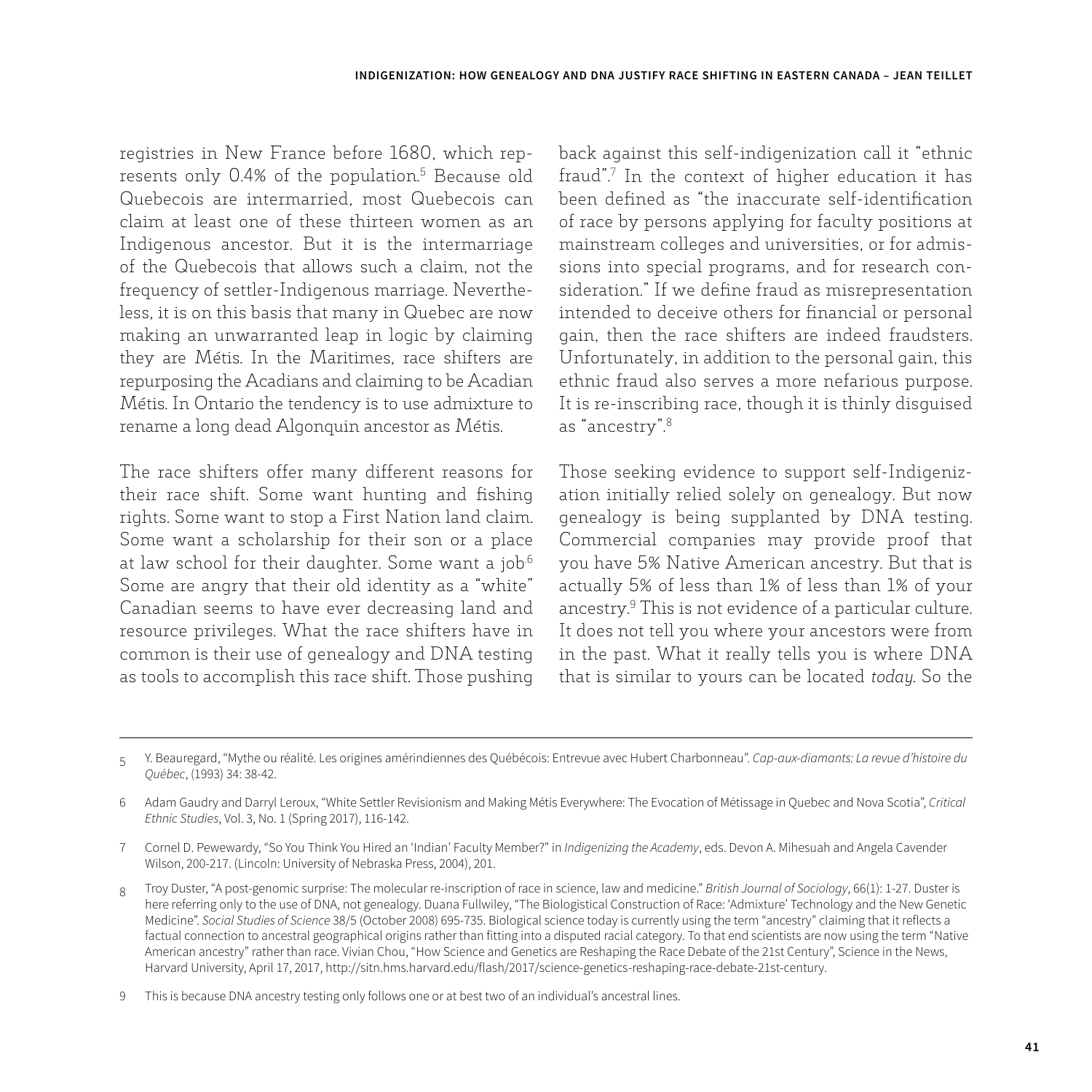registries in New France before 1680, which represents only 0.4% of the population.[5] Because old Quebecois are intermarried, most Quebecois can claim at least one of these thirteen women as an Indigenous ancestor. But it is the intermarriage of the Quebecois that allows such a claim, not the frequency of settler-Indigenous marriage. Nevertheless, it is on this basis that many in Quebec are now making an unwarranted leap in logic by claiming they are Métis. In the Maritimes, race shifters are repurposing the Acadians and claiming to be Acadian Métis. In Ontario the tendency is to use admixture to rename a long dead Algonquin ancestor as Métis.

The race shifters offer many different reasons for their race shift. Some want hunting and fishing rights. Some want to stop a First Nation land claim. Some want a scholarship for their son or a place at law school for their daughter. Some want a job.[6] Some are angry that their old identity as a "white" Canadian seems to have ever decreasing land and resource privileges. What the race shifters have in common is their use of genealogy and DNA testing as tools to accomplish this race shift. Those pushing back against this self-indigenization call it "ethnic fraud".[7] In the context of higher education it has been defined as "the inaccurate self-identification of race by persons applying for faculty positions at mainstream colleges and universities, or for admissions into special programs, and for research consideration." If we define fraud as misrepresentation intended to deceive others for financial or personal gain, then the race shifters are indeed fraudsters. Unfortunately, in addition to the personal gain, this ethnic fraud also serves a more nefarious purpose. It is re-inscribing race, though it is thinly disguised as "ancestry".[8]

Those seeking evidence to support self-Indigenization initially relied solely on genealogy. But now genealogy is being supplanted by DNA testing. Commercial companies may provide proof that you have 5% Native American ancestry. But that is actually 5% of less than 1% of less than 1% of your ancestry.[9] This is not evidence of a particular culture. It does not tell you where your ancestors were from in the past. What it really tells you is where DNA that is similar to yours can be located *today*. So the

---

5 Y. Beauregard, "Mythe ou réalité. Les origines amérindiennes des Québécois: Entrevue avec Hubert Charbonneau". *Cap-aux-diamants: La revue d'histoire du Québec*, (1993) 34: 38-42.

6 Adam Gaudry and Darryl Leroux, "White Settler Revisionism and Making Métis Everywhere: The Evocation of Métissage in Quebec and Nova Scotia", *Critical Ethnic Studies*, Vol. 3, No. 1 (Spring 2017), 116-142.

7 Cornel D. Pewewardy, "So You Think You Hired an 'Indian' Faculty Member?" in *Indigenizing the Academy*, eds. Devon A. Mihesuah and Angela Cavender Wilson, 200-217. (Lincoln: University of Nebraska Press, 2004), 201.

8 Troy Duster, "A post-genomic surprise: The molecular re-inscription of race in science, law and medicine." *British Journal of Sociology*, 66(1): 1-27. Duster is here referring only to the use of DNA, not genealogy. Duana Fullwiley, "The Biologistical Construction of Race: 'Admixture' Technology and the New Genetic Medicine". *Social Studies of Science* 38/5 (October 2008) 695-735. Biological science today is currently using the term "ancestry" claiming that it reflects a factual connection to ancestral geographical origins rather than fitting into a disputed racial category. To that end scientists are now using the term "Native American ancestry" rather than race. Vivian Chou, "How Science and Genetics are Reshaping the Race Debate of the 21st Century", Science in the News, Harvard University, April 17, 2017, http://sitn.hms.harvard.edu/flash/2017/science-genetics-reshaping-race-debate-21st-century.

9 This is because DNA ancestry testing only follows one or at best two of an individual's ancestral lines.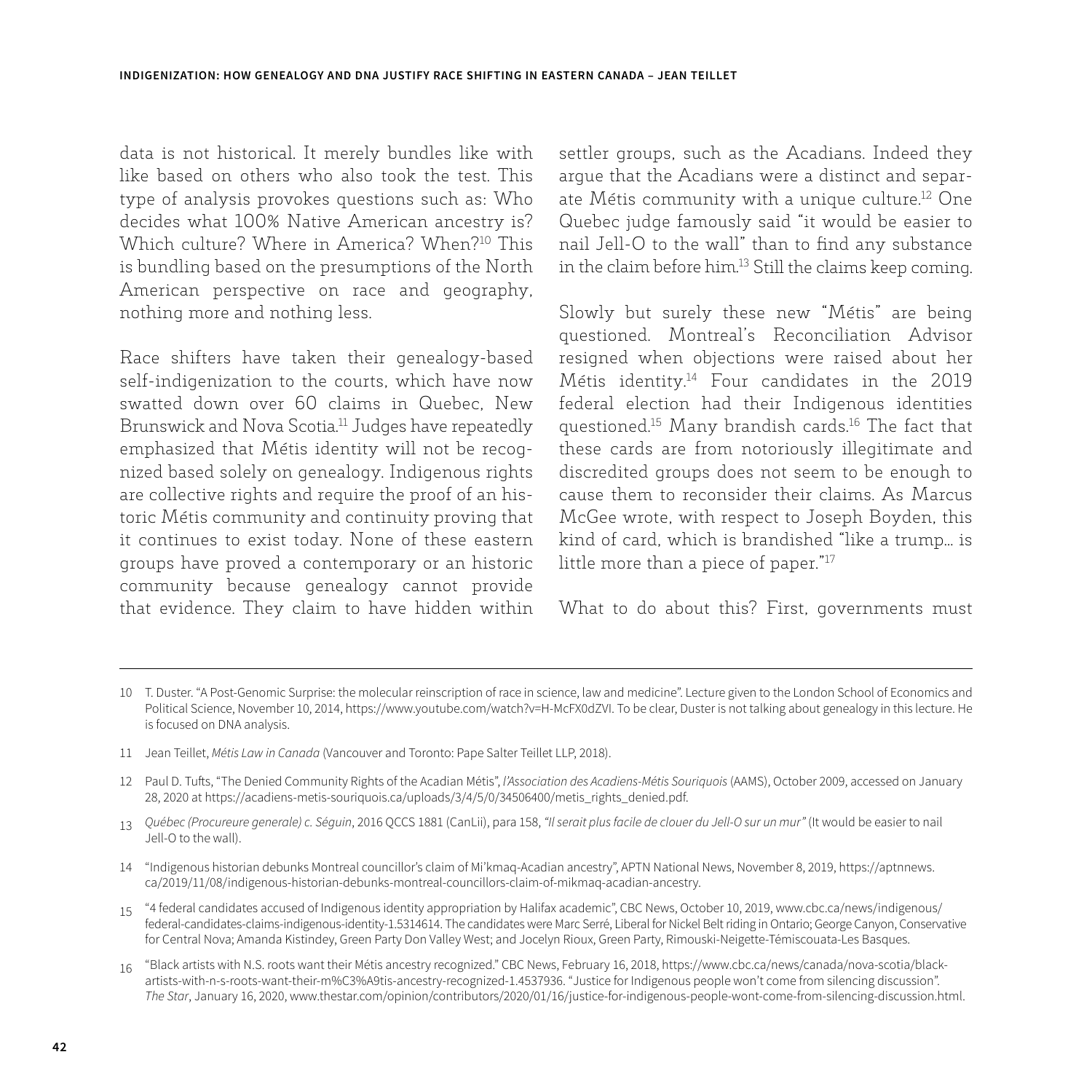data is not historical. It merely bundles like with like based on others who also took the test. This type of analysis provokes questions such as: Who decides what 100% Native American ancestry is? Which culture? Where in America? When?[10] This is bundling based on the presumptions of the North American perspective on race and geography, nothing more and nothing less.

Race shifters have taken their genealogy-based self-indigenization to the courts, which have now swatted down over 60 claims in Quebec, New Brunswick and Nova Scotia.[11] Judges have repeatedly emphasized that Métis identity will not be recognized based solely on genealogy. Indigenous rights are collective rights and require the proof of an historic Métis community and continuity proving that it continues to exist today. None of these eastern groups have proved a contemporary or an historic community because genealogy cannot provide that evidence. They claim to have hidden within settler groups, such as the Acadians. Indeed they argue that the Acadians were a distinct and separate Métis community with a unique culture.[12] One Quebec judge famously said "it would be easier to nail Jell-O to the wall" than to find any substance in the claim before him.[13] Still the claims keep coming.

Slowly but surely these new "Métis" are being questioned. Montreal's Reconciliation Advisor resigned when objections were raised about her Métis identity.[14] Four candidates in the 2019 federal election had their Indigenous identities questioned.[15] Many brandish cards.[16] The fact that these cards are from notoriously illegitimate and discredited groups does not seem to be enough to cause them to reconsider their claims. As Marcus McGee wrote, with respect to Joseph Boyden, this kind of card, which is brandished "like a trump… is little more than a piece of paper."[17]

What to do about this? First, governments must

---

10 T. Duster. "A Post-Genomic Surprise: the molecular reinscription of race in science, law and medicine". Lecture given to the London School of Economics and Political Science, November 10, 2014, https://www.youtube.com/watch?v=H-McFX0dZVI. To be clear, Duster is not talking about genealogy in this lecture. He is focused on DNA analysis.

11 Jean Teillet, *Métis Law in Canada* (Vancouver and Toronto: Pape Salter Teillet LLP, 2018).

12 Paul D. Tufts, "The Denied Community Rights of the Acadian Métis", *l'Association des Acadiens-Métis Souriquois* (AAMS), October 2009, accessed on January 28, 2020 at https://acadiens-metis-souriquois.ca/uploads/3/4/5/0/34506400/metis_rights_denied.pdf.

13 *Québec (Procureure generale) c. Séguin*, 2016 QCCS 1881 (CanLii), para 158, *"Il serait plus facile de clouer du Jell-O sur un mur"* (It would be easier to nail Jell-O to the wall).

14 "Indigenous historian debunks Montreal councillor's claim of Mi'kmaq-Acadian ancestry", APTN National News, November 8, 2019, https://aptnnews.ca/2019/11/08/indigenous-historian-debunks-montreal-councillors-claim-of-mikmaq-acadian-ancestry.

15 "4 federal candidates accused of Indigenous identity appropriation by Halifax academic", CBC News, October 10, 2019, www.cbc.ca/news/indigenous/federal-candidates-claims-indigenous-identity-1.5314614. The candidates were Marc Serré, Liberal for Nickel Belt riding in Ontario; George Canyon, Conservative for Central Nova; Amanda Kistindey, Green Party Don Valley West; and Jocelyn Rioux, Green Party, Rimouski-Neigette-Témiscouata-Les Basques.

16 "Black artists with N.S. roots want their Métis ancestry recognized." CBC News, February 16, 2018, https://www.cbc.ca/news/canada/nova-scotia/black-artists-with-n-s-roots-want-their-m%C3%A9tis-ancestry-recognized-1.4537936. "Justice for Indigenous people won't come from silencing discussion". *The Star*, January 16, 2020, www.thestar.com/opinion/contributors/2020/01/16/justice-for-indigenous-people-wont-come-from-silencing-discussion.html.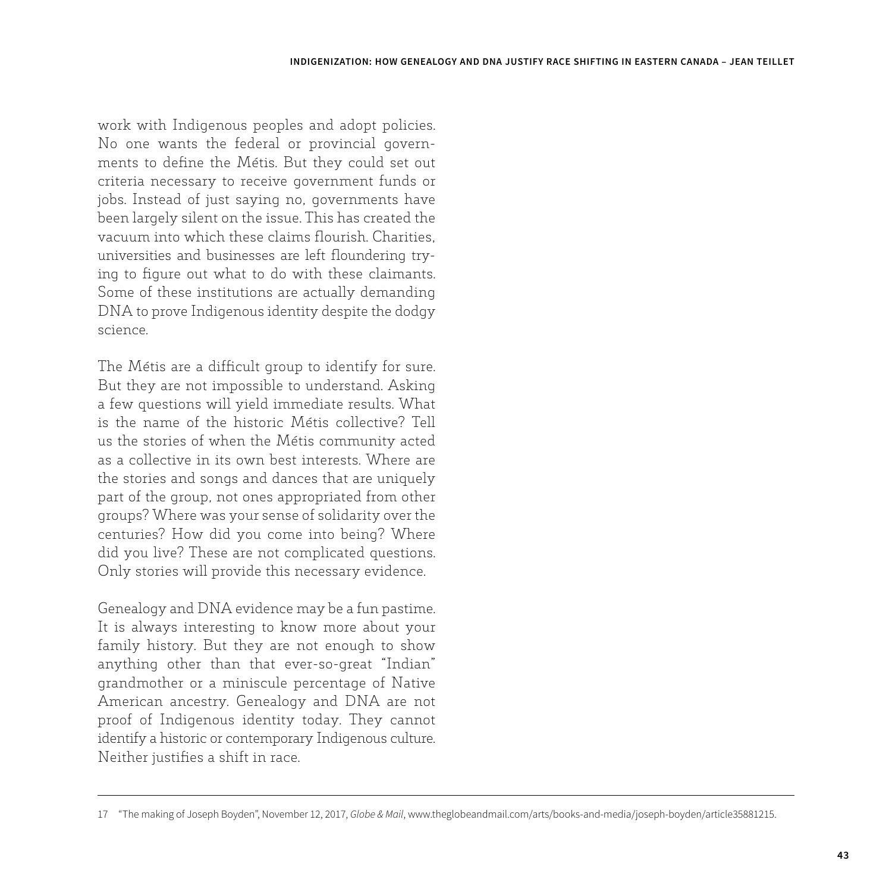work with Indigenous peoples and adopt policies. No one wants the federal or provincial governments to define the Métis. But they could set out criteria necessary to receive government funds or jobs. Instead of just saying no, governments have been largely silent on the issue. This has created the vacuum into which these claims flourish. Charities, universities and businesses are left floundering trying to figure out what to do with these claimants. Some of these institutions are actually demanding DNA to prove Indigenous identity despite the dodgy science.

The Métis are a difficult group to identify for sure. But they are not impossible to understand. Asking a few questions will yield immediate results. What is the name of the historic Métis collective? Tell us the stories of when the Métis community acted as a collective in its own best interests. Where are the stories and songs and dances that are uniquely part of the group, not ones appropriated from other groups? Where was your sense of solidarity over the centuries? How did you come into being? Where did you live? These are not complicated questions. Only stories will provide this necessary evidence.

Genealogy and DNA evidence may be a fun pastime. It is always interesting to know more about your family history. But they are not enough to show anything other than that ever-so-great "Indian" grandmother or a miniscule percentage of Native American ancestry. Genealogy and DNA are not proof of Indigenous identity today. They cannot identify a historic or contemporary Indigenous culture. Neither justifies a shift in race.

---

17 "The making of Joseph Boyden", November 12, 2017, *Globe & Mail*, www.theglobeandmail.com/arts/books-and-media/joseph-boyden/article35881215.